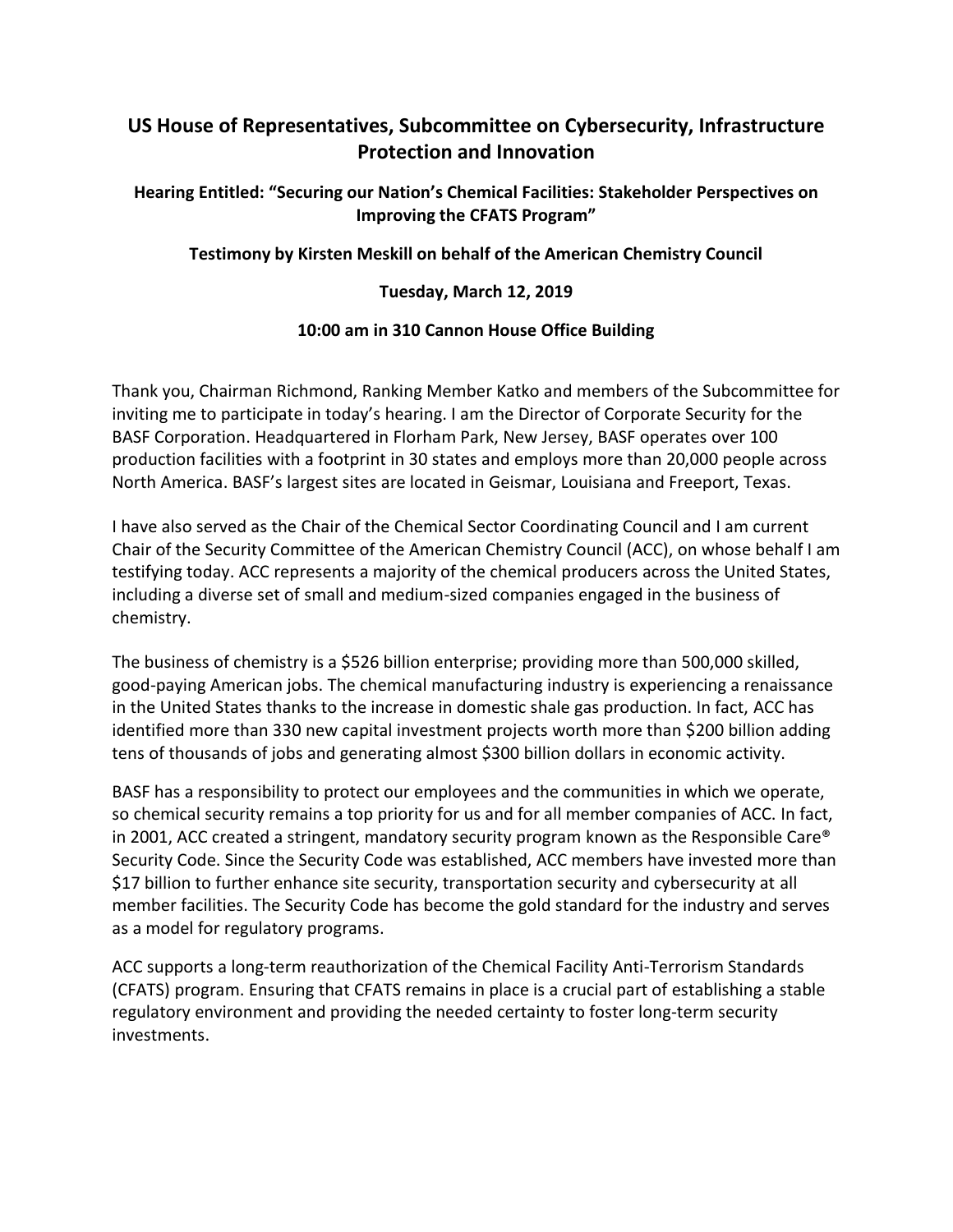# US House of Representatives, Subcommittee on Cybersecurity, Infrastructure Protection and Innovation

**Hearing Entitled: "Securing our Nation's Chemical Facilities: Stakeholder Perspectives on Improving the CFATS Program"**

**Testimony by Kirsten Meskill on behalf of the American Chemistry Council**

**Tuesday, March 12, 2019**

**10:00 am in 310 Cannon House Office Building**

Thank you, Chairman Richmond, Ranking Member Katko and members of the Subcommittee for inviting me to participate in today's hearing. I am the Director of Corporate Security for the BASF Corporation. Headquartered in Florham Park, New Jersey, BASF operates over 100 production facilities with a footprint in 30 states and employs more than 20,000 people across North America. BASF's largest sites are located in Geismar, Louisiana and Freeport, Texas.

I have also served as the Chair of the Chemical Sector Coordinating Council and I am current Chair of the Security Committee of the American Chemistry Council (ACC), on whose behalf I am testifying today. ACC represents a majority of the chemical producers across the United States, including a diverse set of small and medium-sized companies engaged in the business of chemistry.

The business of chemistry is a $526 billion enterprise; providing more than 500,000 skilled, good-paying American jobs. The chemical manufacturing industry is experiencing a renaissance in the United States thanks to the increase in domestic shale gas production. In fact, ACC has identified more than 330 new capital investment projects worth more than $200 billion adding tens of thousands of jobs and generating almost $300 billion dollars in economic activity.

BASF has a responsibility to protect our employees and the communities in which we operate, so chemical security remains a top priority for us and for all member companies of ACC. In fact, in 2001, ACC created a stringent, mandatory security program known as the Responsible Care® Security Code. Since the Security Code was established, ACC members have invested more than $17 billion to further enhance site security, transportation security and cybersecurity at all member facilities. The Security Code has become the gold standard for the industry and serves as a model for regulatory programs.

ACC supports a long-term reauthorization of the Chemical Facility Anti-Terrorism Standards (CFATS) program. Ensuring that CFATS remains in place is a crucial part of establishing a stable regulatory environment and providing the needed certainty to foster long-term security investments.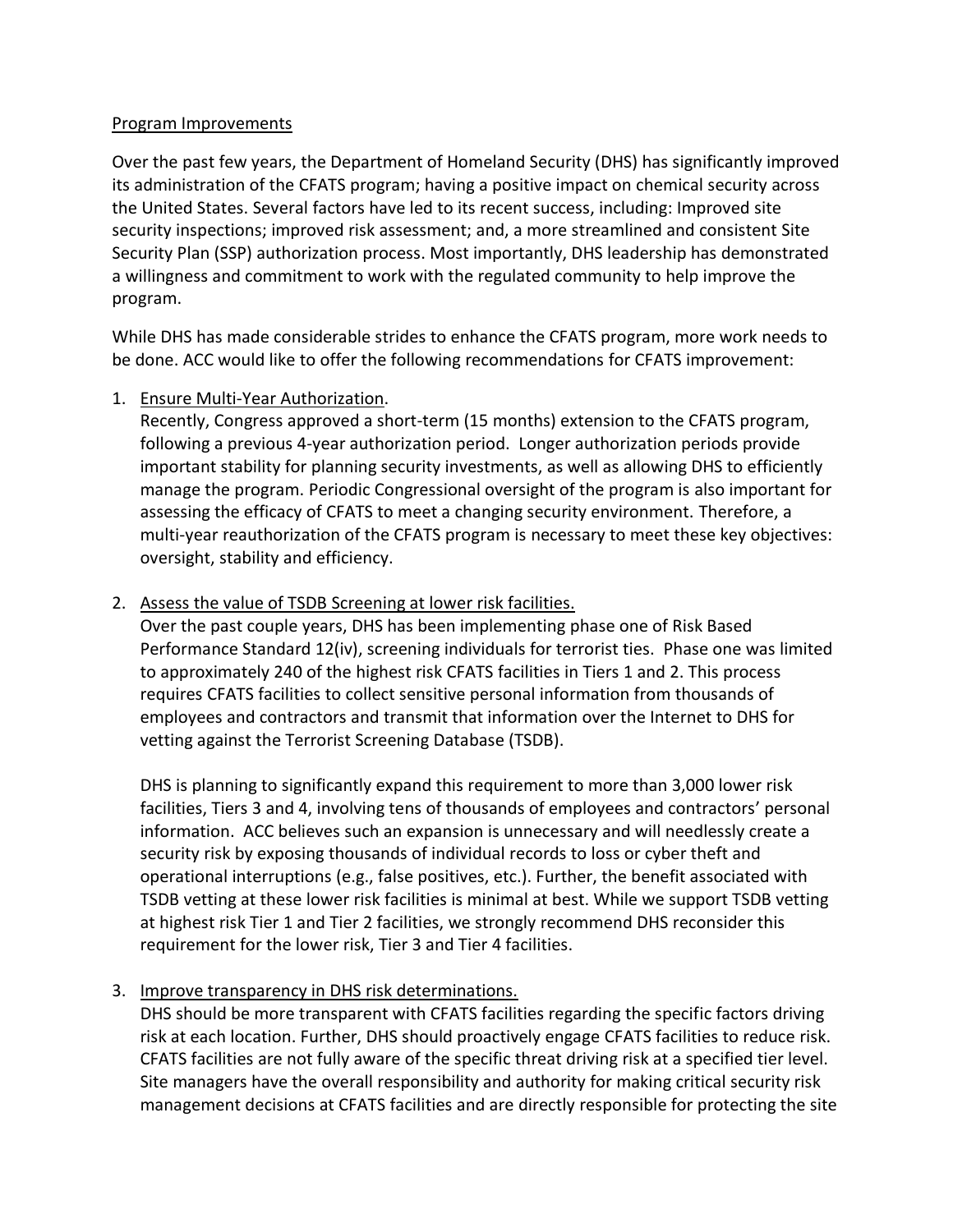## Program Improvements

Over the past few years, the Department of Homeland Security (DHS) has significantly improved its administration of the CFATS program; having a positive impact on chemical security across the United States. Several factors have led to its recent success, including: Improved site security inspections; improved risk assessment; and, a more streamlined and consistent Site Security Plan (SSP) authorization process. Most importantly, DHS leadership has demonstrated a willingness and commitment to work with the regulated community to help improve the program.

While DHS has made considerable strides to enhance the CFATS program, more work needs to be done. ACC would like to offer the following recommendations for CFATS improvement:

1. Ensure Multi-Year Authorization.
   Recently, Congress approved a short-term (15 months) extension to the CFATS program, following a previous 4-year authorization period. Longer authorization periods provide important stability for planning security investments, as well as allowing DHS to efficiently manage the program. Periodic Congressional oversight of the program is also important for assessing the efficacy of CFATS to meet a changing security environment. Therefore, a multi-year reauthorization of the CFATS program is necessary to meet these key objectives: oversight, stability and efficiency.

2. Assess the value of TSDB Screening at lower risk facilities.
   Over the past couple years, DHS has been implementing phase one of Risk Based Performance Standard 12(iv), screening individuals for terrorist ties. Phase one was limited to approximately 240 of the highest risk CFATS facilities in Tiers 1 and 2. This process requires CFATS facilities to collect sensitive personal information from thousands of employees and contractors and transmit that information over the Internet to DHS for vetting against the Terrorist Screening Database (TSDB).

   DHS is planning to significantly expand this requirement to more than 3,000 lower risk facilities, Tiers 3 and 4, involving tens of thousands of employees and contractors' personal information. ACC believes such an expansion is unnecessary and will needlessly create a security risk by exposing thousands of individual records to loss or cyber theft and operational interruptions (e.g., false positives, etc.). Further, the benefit associated with TSDB vetting at these lower risk facilities is minimal at best. While we support TSDB vetting at highest risk Tier 1 and Tier 2 facilities, we strongly recommend DHS reconsider this requirement for the lower risk, Tier 3 and Tier 4 facilities.

3. Improve transparency in DHS risk determinations.
   DHS should be more transparent with CFATS facilities regarding the specific factors driving risk at each location. Further, DHS should proactively engage CFATS facilities to reduce risk. CFATS facilities are not fully aware of the specific threat driving risk at a specified tier level. Site managers have the overall responsibility and authority for making critical security risk management decisions at CFATS facilities and are directly responsible for protecting the site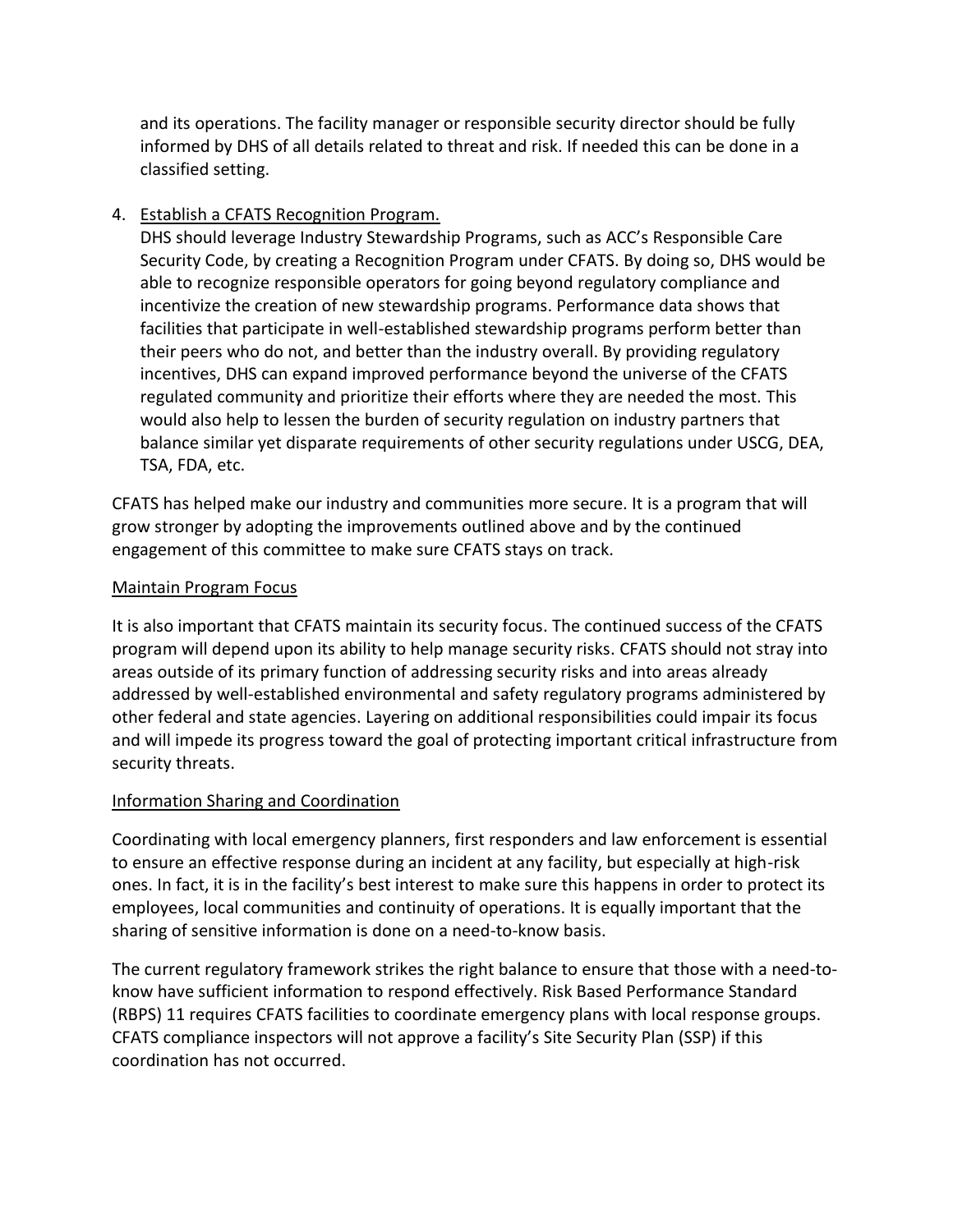and its operations. The facility manager or responsible security director should be fully informed by DHS of all details related to threat and risk. If needed this can be done in a classified setting.

4. <u>Establish a CFATS Recognition Program.</u>
   DHS should leverage Industry Stewardship Programs, such as ACC's Responsible Care Security Code, by creating a Recognition Program under CFATS. By doing so, DHS would be able to recognize responsible operators for going beyond regulatory compliance and incentivize the creation of new stewardship programs. Performance data shows that facilities that participate in well-established stewardship programs perform better than their peers who do not, and better than the industry overall. By providing regulatory incentives, DHS can expand improved performance beyond the universe of the CFATS regulated community and prioritize their efforts where they are needed the most. This would also help to lessen the burden of security regulation on industry partners that balance similar yet disparate requirements of other security regulations under USCG, DEA, TSA, FDA, etc.

CFATS has helped make our industry and communities more secure. It is a program that will grow stronger by adopting the improvements outlined above and by the continued engagement of this committee to make sure CFATS stays on track.

<u>Maintain Program Focus</u>

It is also important that CFATS maintain its security focus. The continued success of the CFATS program will depend upon its ability to help manage security risks. CFATS should not stray into areas outside of its primary function of addressing security risks and into areas already addressed by well-established environmental and safety regulatory programs administered by other federal and state agencies. Layering on additional responsibilities could impair its focus and will impede its progress toward the goal of protecting important critical infrastructure from security threats.

<u>Information Sharing and Coordination</u>

Coordinating with local emergency planners, first responders and law enforcement is essential to ensure an effective response during an incident at any facility, but especially at high-risk ones. In fact, it is in the facility's best interest to make sure this happens in order to protect its employees, local communities and continuity of operations. It is equally important that the sharing of sensitive information is done on a need-to-know basis.

The current regulatory framework strikes the right balance to ensure that those with a need-to-know have sufficient information to respond effectively. Risk Based Performance Standard (RBPS) 11 requires CFATS facilities to coordinate emergency plans with local response groups. CFATS compliance inspectors will not approve a facility's Site Security Plan (SSP) if this coordination has not occurred.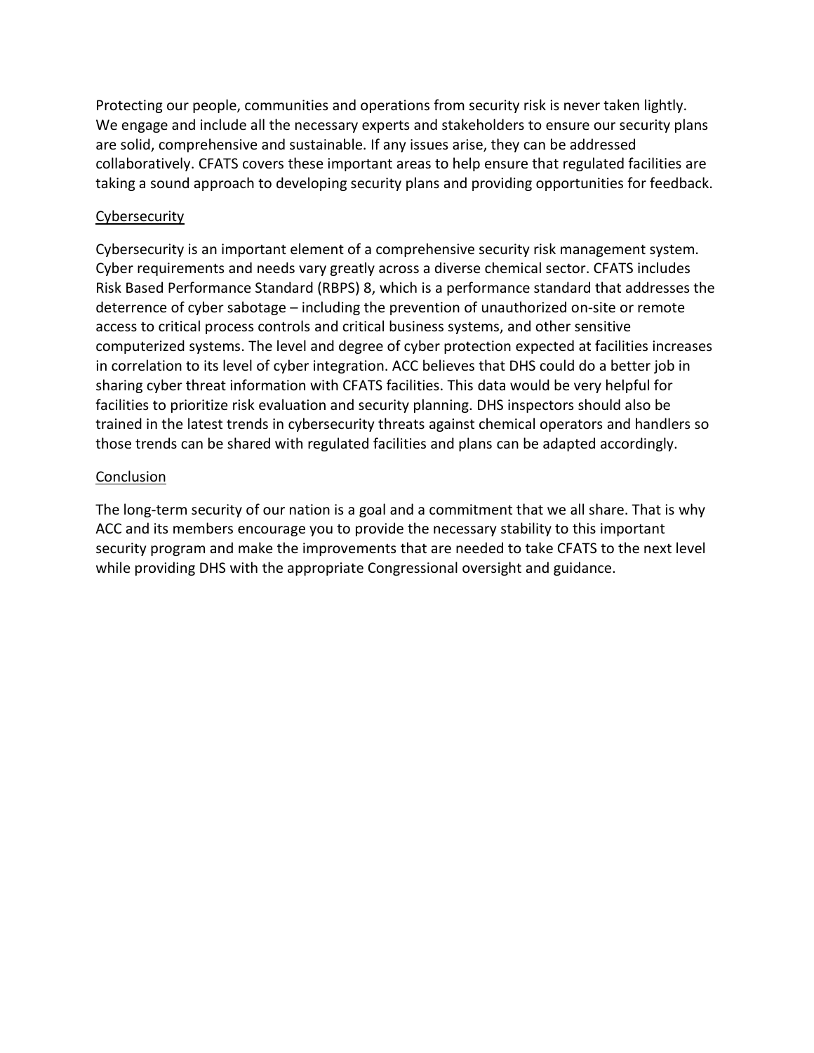Protecting our people, communities and operations from security risk is never taken lightly. We engage and include all the necessary experts and stakeholders to ensure our security plans are solid, comprehensive and sustainable. If any issues arise, they can be addressed collaboratively. CFATS covers these important areas to help ensure that regulated facilities are taking a sound approach to developing security plans and providing opportunities for feedback.

## Cybersecurity

Cybersecurity is an important element of a comprehensive security risk management system. Cyber requirements and needs vary greatly across a diverse chemical sector. CFATS includes Risk Based Performance Standard (RBPS) 8, which is a performance standard that addresses the deterrence of cyber sabotage – including the prevention of unauthorized on-site or remote access to critical process controls and critical business systems, and other sensitive computerized systems. The level and degree of cyber protection expected at facilities increases in correlation to its level of cyber integration. ACC believes that DHS could do a better job in sharing cyber threat information with CFATS facilities. This data would be very helpful for facilities to prioritize risk evaluation and security planning. DHS inspectors should also be trained in the latest trends in cybersecurity threats against chemical operators and handlers so those trends can be shared with regulated facilities and plans can be adapted accordingly.

## Conclusion

The long-term security of our nation is a goal and a commitment that we all share. That is why ACC and its members encourage you to provide the necessary stability to this important security program and make the improvements that are needed to take CFATS to the next level while providing DHS with the appropriate Congressional oversight and guidance.